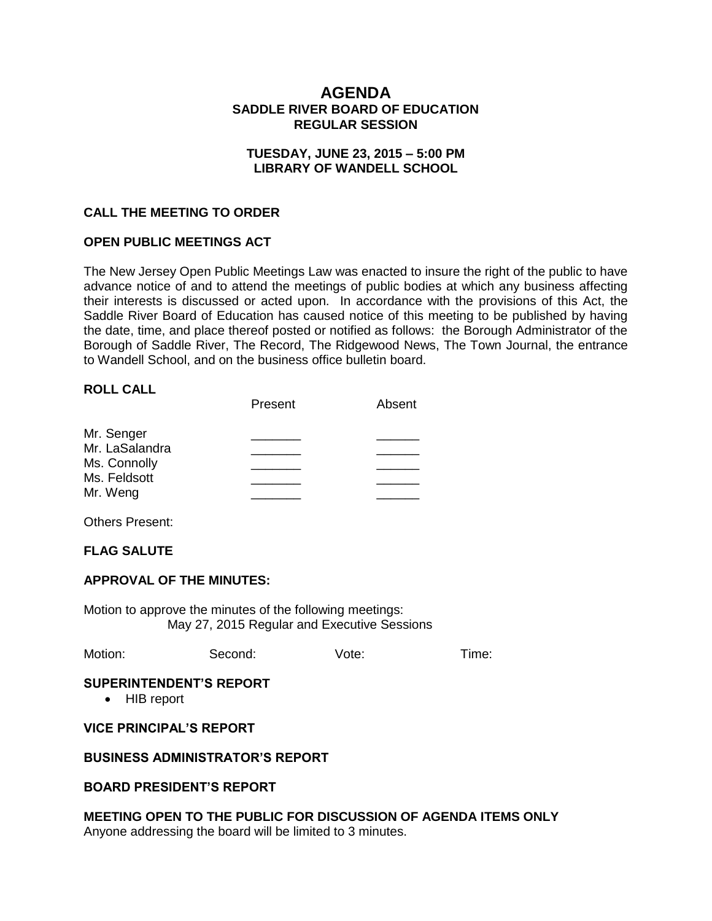# AGENDA

## SADDLE RIVER BOARD OF EDUCATION
## REGULAR SESSION

### TUESDAY, JUNE 23, 2015 – 5:00 PM
### LIBRARY OF WANDELL SCHOOL

**CALL THE MEETING TO ORDER**

**OPEN PUBLIC MEETINGS ACT**

The New Jersey Open Public Meetings Law was enacted to insure the right of the public to have advance notice of and to attend the meetings of public bodies at which any business affecting their interests is discussed or acted upon. In accordance with the provisions of this Act, the Saddle River Board of Education has caused notice of this meeting to be published by having the date, time, and place thereof posted or notified as follows: the Borough Administrator of the Borough of Saddle River, The Record, The Ridgewood News, The Town Journal, the entrance to Wandell School, and on the business office bulletin board.

**ROLL CALL**

| | Present | Absent |
|---|---|---|
| Mr. Senger | _______ | ______ |
| Mr. LaSalandra | _______ | ______ |
| Ms. Connolly | _______ | ______ |
| Ms. Feldsott | _______ | ______ |
| Mr. Weng | _______ | ______ |

Others Present:

**FLAG SALUTE**

**APPROVAL OF THE MINUTES:**

Motion to approve the minutes of the following meetings:
May 27, 2015 Regular and Executive Sessions

Motion: Second: Vote: Time:

**SUPERINTENDENT'S REPORT**

- HIB report

**VICE PRINCIPAL'S REPORT**

**BUSINESS ADMINISTRATOR'S REPORT**

**BOARD PRESIDENT'S REPORT**

**MEETING OPEN TO THE PUBLIC FOR DISCUSSION OF AGENDA ITEMS ONLY**
Anyone addressing the board will be limited to 3 minutes.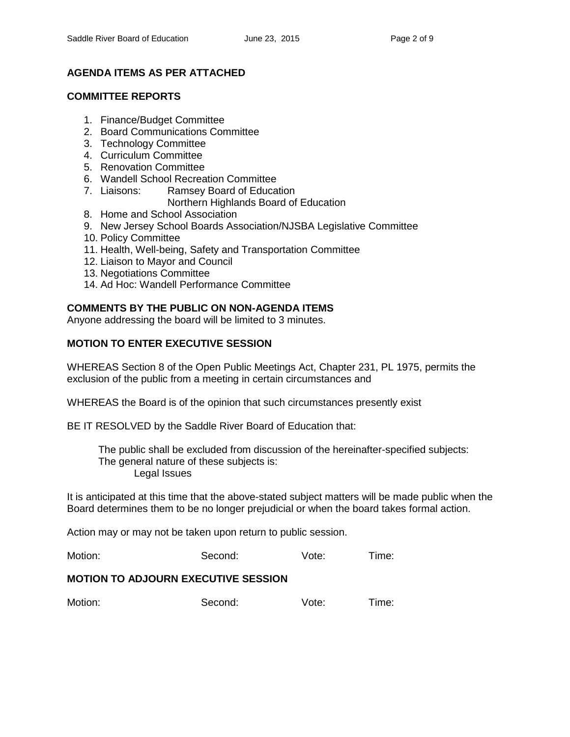**AGENDA ITEMS AS PER ATTACHED**

**COMMITTEE REPORTS**

1. Finance/Budget Committee
2. Board Communications Committee
3. Technology Committee
4. Curriculum Committee
5. Renovation Committee
6. Wandell School Recreation Committee
7. Liaisons: Ramsey Board of Education
   Northern Highlands Board of Education
8. Home and School Association
9. New Jersey School Boards Association/NJSBA Legislative Committee
10. Policy Committee
11. Health, Well-being, Safety and Transportation Committee
12. Liaison to Mayor and Council
13. Negotiations Committee
14. Ad Hoc: Wandell Performance Committee

**COMMENTS BY THE PUBLIC ON NON-AGENDA ITEMS**
Anyone addressing the board will be limited to 3 minutes.

**MOTION TO ENTER EXECUTIVE SESSION**

WHEREAS Section 8 of the Open Public Meetings Act, Chapter 231, PL 1975, permits the exclusion of the public from a meeting in certain circumstances and

WHEREAS the Board is of the opinion that such circumstances presently exist

BE IT RESOLVED by the Saddle River Board of Education that:

> The public shall be excluded from discussion of the hereinafter-specified subjects:
> The general nature of these subjects is:
> Legal Issues

It is anticipated at this time that the above-stated subject matters will be made public when the Board determines them to be no longer prejudicial or when the board takes formal action.

Action may or may not be taken upon return to public session.

Motion: Second: Vote: Time:

**MOTION TO ADJOURN EXECUTIVE SESSION**

Motion: Second: Vote: Time: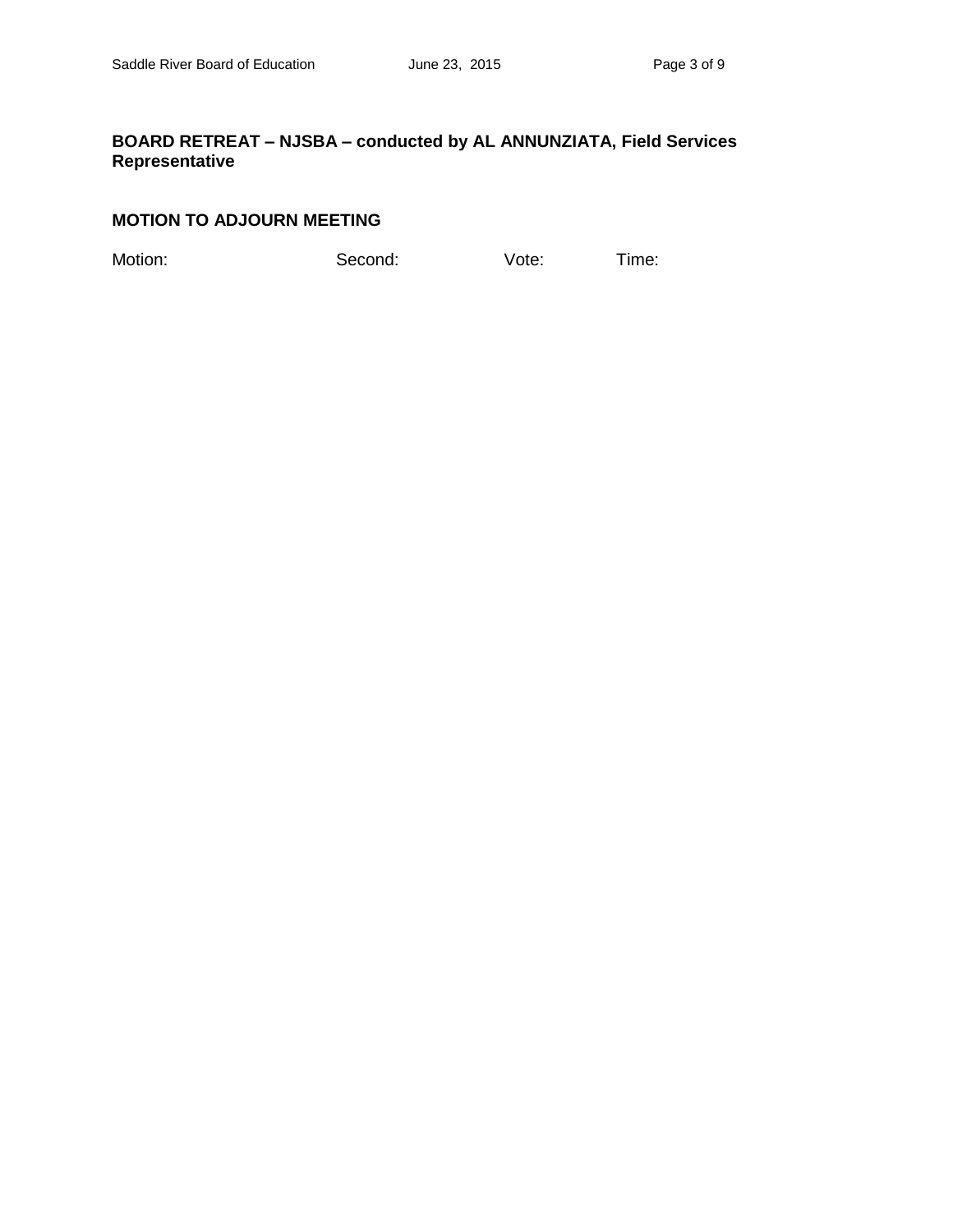**BOARD RETREAT – NJSBA – conducted by AL ANNUNZIATA, Field Services Representative**

**MOTION TO ADJOURN MEETING**

Motion: Second: Vote: Time: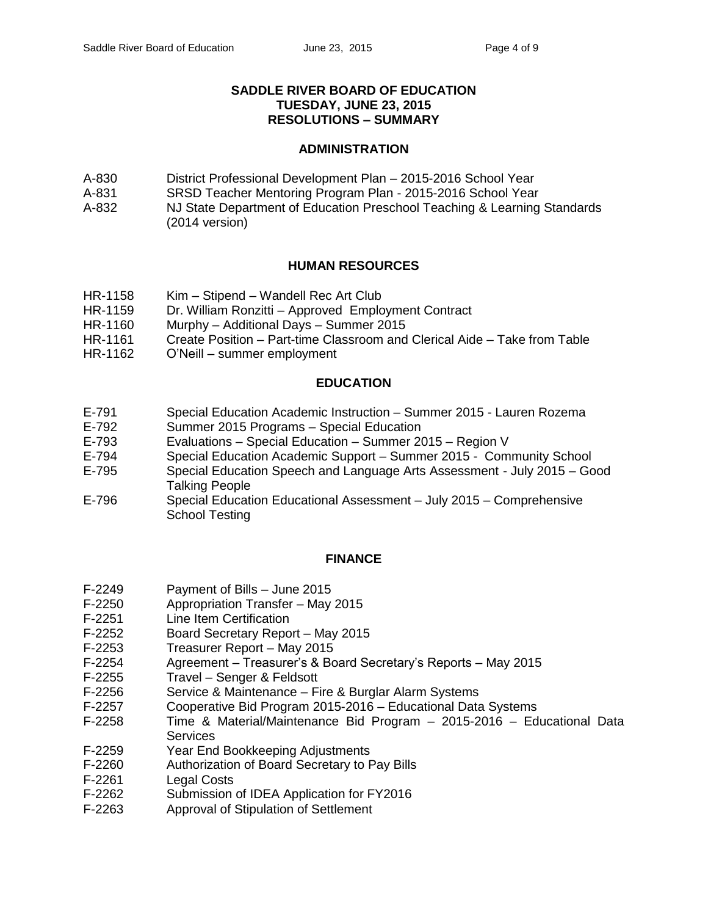# SADDLE RIVER BOARD OF EDUCATION
## TUESDAY, JUNE 23, 2015
## RESOLUTIONS – SUMMARY

### ADMINISTRATION

A-830 District Professional Development Plan – 2015-2016 School Year
A-831 SRSD Teacher Mentoring Program Plan - 2015-2016 School Year
A-832 NJ State Department of Education Preschool Teaching & Learning Standards (2014 version)

### HUMAN RESOURCES

HR-1158 Kim – Stipend – Wandell Rec Art Club
HR-1159 Dr. William Ronzitti – Approved Employment Contract
HR-1160 Murphy – Additional Days – Summer 2015
HR-1161 Create Position – Part-time Classroom and Clerical Aide – Take from Table
HR-1162 O'Neill – summer employment

### EDUCATION

E-791 Special Education Academic Instruction – Summer 2015 - Lauren Rozema
E-792 Summer 2015 Programs – Special Education
E-793 Evaluations – Special Education – Summer 2015 – Region V
E-794 Special Education Academic Support – Summer 2015 - Community School
E-795 Special Education Speech and Language Arts Assessment - July 2015 – Good Talking People
E-796 Special Education Educational Assessment – July 2015 – Comprehensive School Testing

### FINANCE

F-2249 Payment of Bills – June 2015
F-2250 Appropriation Transfer – May 2015
F-2251 Line Item Certification
F-2252 Board Secretary Report – May 2015
F-2253 Treasurer Report – May 2015
F-2254 Agreement – Treasurer's & Board Secretary's Reports – May 2015
F-2255 Travel – Senger & Feldsott
F-2256 Service & Maintenance – Fire & Burglar Alarm Systems
F-2257 Cooperative Bid Program 2015-2016 – Educational Data Systems
F-2258 Time & Material/Maintenance Bid Program – 2015-2016 – Educational Data Services
F-2259 Year End Bookkeeping Adjustments
F-2260 Authorization of Board Secretary to Pay Bills
F-2261 Legal Costs
F-2262 Submission of IDEA Application for FY2016
F-2263 Approval of Stipulation of Settlement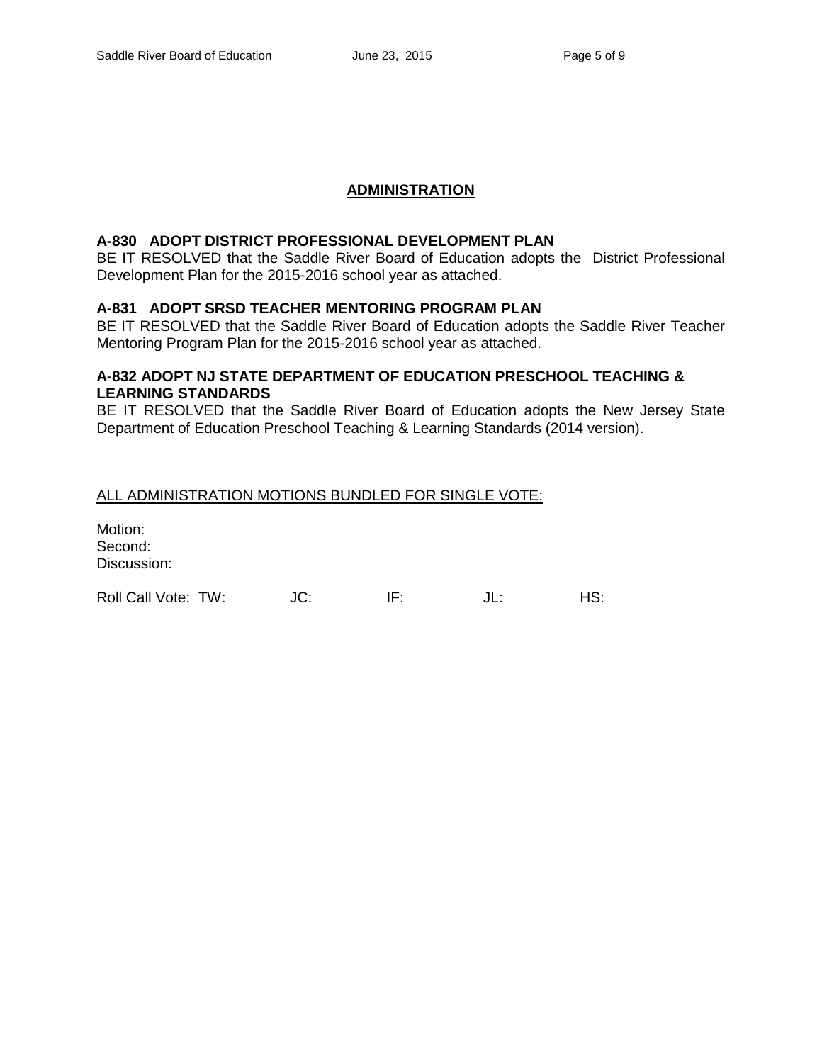## ADMINISTRATION

**A-830 ADOPT DISTRICT PROFESSIONAL DEVELOPMENT PLAN**
BE IT RESOLVED that the Saddle River Board of Education adopts the District Professional Development Plan for the 2015-2016 school year as attached.

**A-831 ADOPT SRSD TEACHER MENTORING PROGRAM PLAN**
BE IT RESOLVED that the Saddle River Board of Education adopts the Saddle River Teacher Mentoring Program Plan for the 2015-2016 school year as attached.

**A-832 ADOPT NJ STATE DEPARTMENT OF EDUCATION PRESCHOOL TEACHING & LEARNING STANDARDS**
BE IT RESOLVED that the Saddle River Board of Education adopts the New Jersey State Department of Education Preschool Teaching & Learning Standards (2014 version).

ALL ADMINISTRATION MOTIONS BUNDLED FOR SINGLE VOTE:

Motion:
Second:
Discussion:

Roll Call Vote: TW: JC: IF: JL: HS: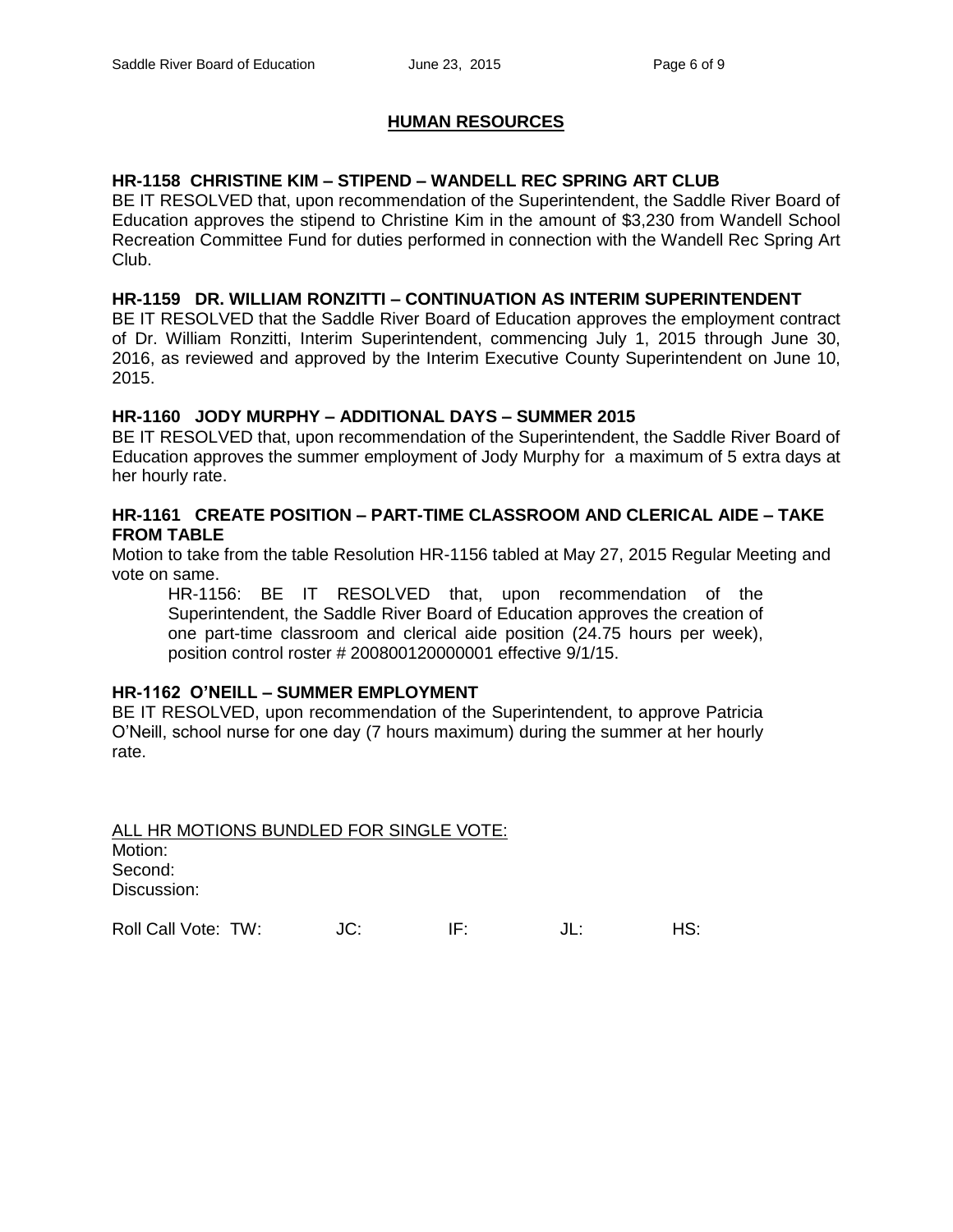## HUMAN RESOURCES

**HR-1158 CHRISTINE KIM – STIPEND – WANDELL REC SPRING ART CLUB**

BE IT RESOLVED that, upon recommendation of the Superintendent, the Saddle River Board of Education approves the stipend to Christine Kim in the amount of $3,230 from Wandell School Recreation Committee Fund for duties performed in connection with the Wandell Rec Spring Art Club.

**HR-1159 DR. WILLIAM RONZITTI – CONTINUATION AS INTERIM SUPERINTENDENT**

BE IT RESOLVED that the Saddle River Board of Education approves the employment contract of Dr. William Ronzitti, Interim Superintendent, commencing July 1, 2015 through June 30, 2016, as reviewed and approved by the Interim Executive County Superintendent on June 10, 2015.

**HR-1160 JODY MURPHY – ADDITIONAL DAYS – SUMMER 2015**

BE IT RESOLVED that, upon recommendation of the Superintendent, the Saddle River Board of Education approves the summer employment of Jody Murphy for a maximum of 5 extra days at her hourly rate.

**HR-1161 CREATE POSITION – PART-TIME CLASSROOM AND CLERICAL AIDE – TAKE FROM TABLE**

Motion to take from the table Resolution HR-1156 tabled at May 27, 2015 Regular Meeting and vote on same.

> HR-1156: BE IT RESOLVED that, upon recommendation of the Superintendent, the Saddle River Board of Education approves the creation of one part-time classroom and clerical aide position (24.75 hours per week), position control roster # 200800120000001 effective 9/1/15.

**HR-1162 O'NEILL – SUMMER EMPLOYMENT**

BE IT RESOLVED, upon recommendation of the Superintendent, to approve Patricia O'Neill, school nurse for one day (7 hours maximum) during the summer at her hourly rate.

ALL HR MOTIONS BUNDLED FOR SINGLE VOTE:

Motion:

Second:

Discussion:

Roll Call Vote: TW: JC: IF: JL: HS: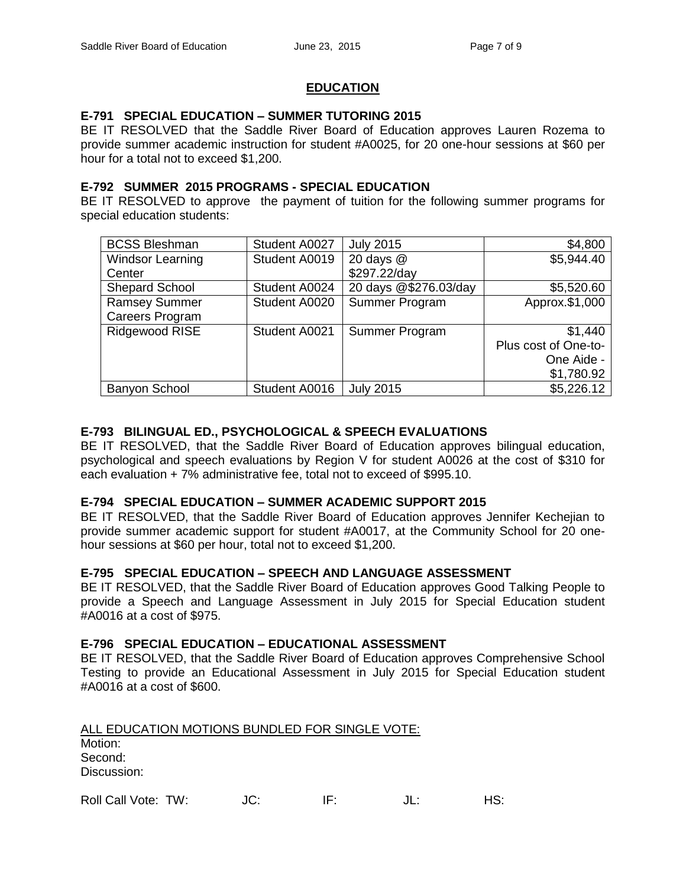## EDUCATION

### E-791 SPECIAL EDUCATION – SUMMER TUTORING 2015

BE IT RESOLVED that the Saddle River Board of Education approves Lauren Rozema to provide summer academic instruction for student #A0025, for 20 one-hour sessions at $60 per hour for a total not to exceed $1,200.

### E-792 SUMMER 2015 PROGRAMS - SPECIAL EDUCATION

BE IT RESOLVED to approve the payment of tuition for the following summer programs for special education students:

| | | | |
|---|---|---|---|
| BCSS Bleshman | Student A0027 | July 2015 | $4,800 |
| Windsor Learning Center | Student A0019 | 20 days @ $297.22/day | $5,944.40 |
| Shepard School | Student A0024 | 20 days @$276.03/day | $5,520.60 |
| Ramsey Summer Careers Program | Student A0020 | Summer Program | Approx.$1,000 |
| Ridgewood RISE | Student A0021 | Summer Program | $1,440 Plus cost of One-to-One Aide - $1,780.92 |
| Banyon School | Student A0016 | July 2015 | $5,226.12 |

### E-793 BILINGUAL ED., PSYCHOLOGICAL & SPEECH EVALUATIONS

BE IT RESOLVED, that the Saddle River Board of Education approves bilingual education, psychological and speech evaluations by Region V for student A0026 at the cost of $310 for each evaluation + 7% administrative fee, total not to exceed of $995.10.

### E-794 SPECIAL EDUCATION – SUMMER ACADEMIC SUPPORT 2015

BE IT RESOLVED, that the Saddle River Board of Education approves Jennifer Kechejian to provide summer academic support for student #A0017, at the Community School for 20 one-hour sessions at $60 per hour, total not to exceed $1,200.

### E-795 SPECIAL EDUCATION – SPEECH AND LANGUAGE ASSESSMENT

BE IT RESOLVED, that the Saddle River Board of Education approves Good Talking People to provide a Speech and Language Assessment in July 2015 for Special Education student #A0016 at a cost of $975.

### E-796 SPECIAL EDUCATION – EDUCATIONAL ASSESSMENT

BE IT RESOLVED, that the Saddle River Board of Education approves Comprehensive School Testing to provide an Educational Assessment in July 2015 for Special Education student #A0016 at a cost of $600.

ALL EDUCATION MOTIONS BUNDLED FOR SINGLE VOTE:

Motion:
Second:
Discussion:

Roll Call Vote: TW: JC: IF: JL: HS: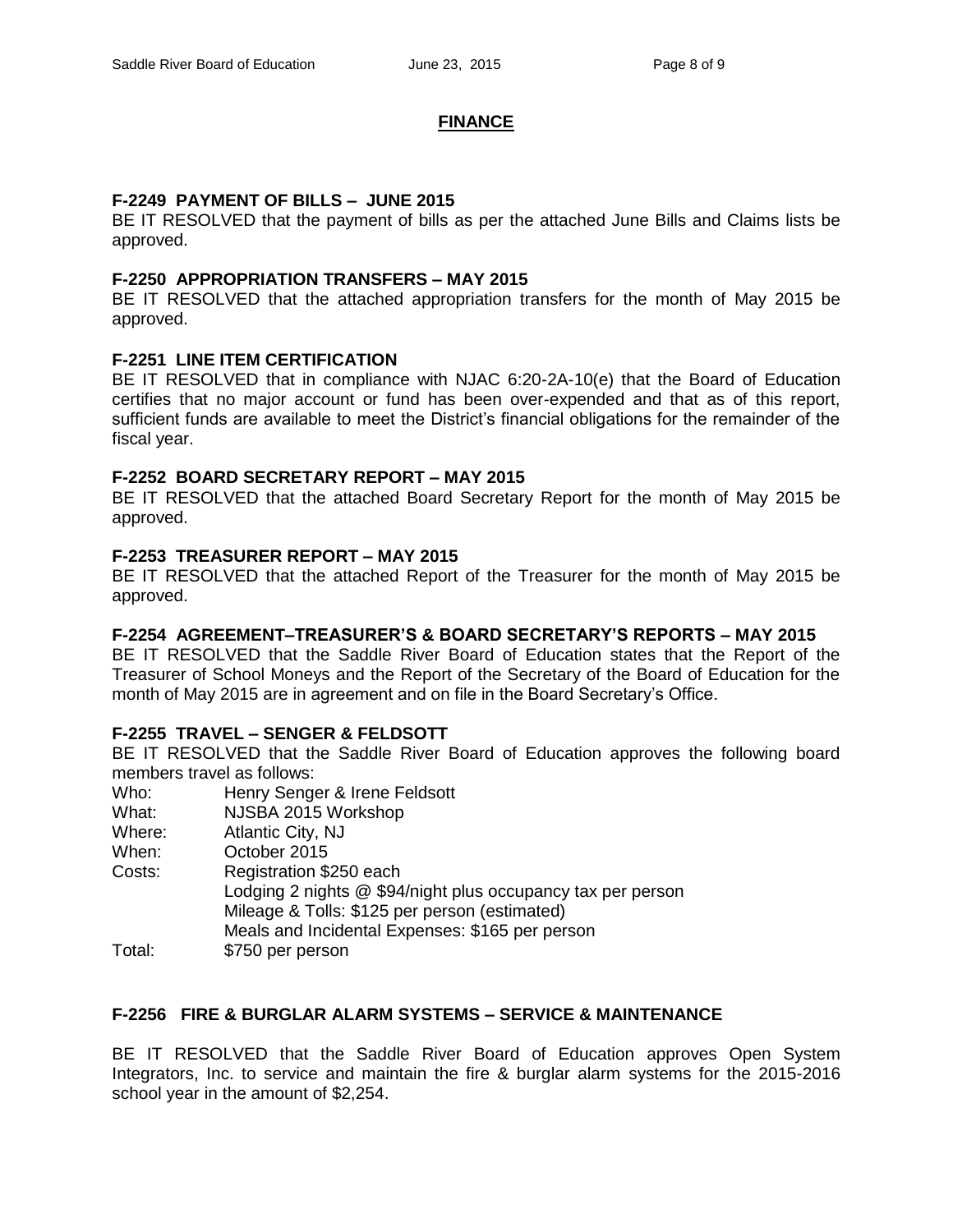## FINANCE

**F-2249 PAYMENT OF BILLS – JUNE 2015**

BE IT RESOLVED that the payment of bills as per the attached June Bills and Claims lists be approved.

**F-2250 APPROPRIATION TRANSFERS – MAY 2015**

BE IT RESOLVED that the attached appropriation transfers for the month of May 2015 be approved.

**F-2251 LINE ITEM CERTIFICATION**

BE IT RESOLVED that in compliance with NJAC 6:20-2A-10(e) that the Board of Education certifies that no major account or fund has been over-expended and that as of this report, sufficient funds are available to meet the District's financial obligations for the remainder of the fiscal year.

**F-2252 BOARD SECRETARY REPORT – MAY 2015**

BE IT RESOLVED that the attached Board Secretary Report for the month of May 2015 be approved.

**F-2253 TREASURER REPORT – MAY 2015**

BE IT RESOLVED that the attached Report of the Treasurer for the month of May 2015 be approved.

**F-2254 AGREEMENT–TREASURER'S & BOARD SECRETARY'S REPORTS – MAY 2015**

BE IT RESOLVED that the Saddle River Board of Education states that the Report of the Treasurer of School Moneys and the Report of the Secretary of the Board of Education for the month of May 2015 are in agreement and on file in the Board Secretary's Office.

**F-2255 TRAVEL – SENGER & FELDSOTT**

BE IT RESOLVED that the Saddle River Board of Education approves the following board members travel as follows:

| | |
|---|---|
| Who: | Henry Senger & Irene Feldsott |
| What: | NJSBA 2015 Workshop |
| Where: | Atlantic City, NJ |
| When: | October 2015 |
| Costs: | Registration $250 each |
| | Lodging 2 nights @ $94/night plus occupancy tax per person |
| | Mileage & Tolls: $125 per person (estimated) |
| | Meals and Incidental Expenses: $165 per person |
| Total: | $750 per person |

**F-2256 FIRE & BURGLAR ALARM SYSTEMS – SERVICE & MAINTENANCE**

BE IT RESOLVED that the Saddle River Board of Education approves Open System Integrators, Inc. to service and maintain the fire & burglar alarm systems for the 2015-2016 school year in the amount of $2,254.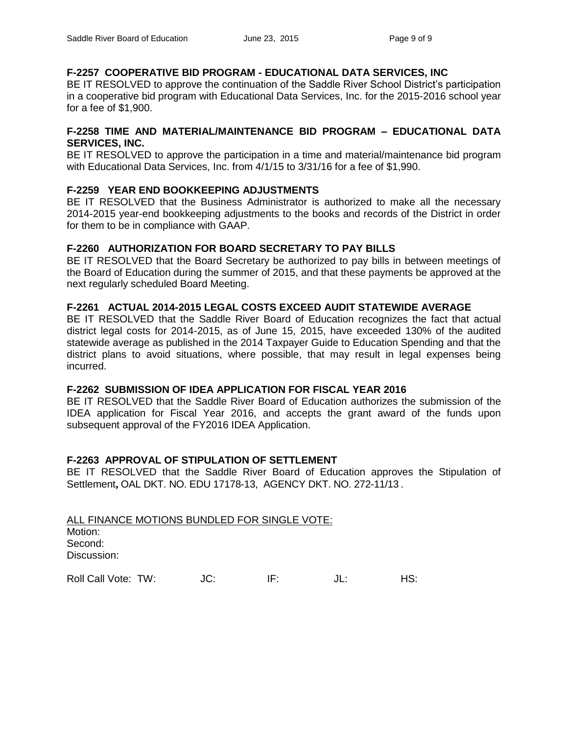**F-2257 COOPERATIVE BID PROGRAM - EDUCATIONAL DATA SERVICES, INC**

BE IT RESOLVED to approve the continuation of the Saddle River School District's participation in a cooperative bid program with Educational Data Services, Inc. for the 2015-2016 school year for a fee of $1,900.

**F-2258 TIME AND MATERIAL/MAINTENANCE BID PROGRAM – EDUCATIONAL DATA SERVICES, INC.**

BE IT RESOLVED to approve the participation in a time and material/maintenance bid program with Educational Data Services, Inc. from 4/1/15 to 3/31/16 for a fee of $1,990.

**F-2259 YEAR END BOOKKEEPING ADJUSTMENTS**

BE IT RESOLVED that the Business Administrator is authorized to make all the necessary 2014-2015 year-end bookkeeping adjustments to the books and records of the District in order for them to be in compliance with GAAP.

**F-2260 AUTHORIZATION FOR BOARD SECRETARY TO PAY BILLS**

BE IT RESOLVED that the Board Secretary be authorized to pay bills in between meetings of the Board of Education during the summer of 2015, and that these payments be approved at the next regularly scheduled Board Meeting.

**F-2261 ACTUAL 2014-2015 LEGAL COSTS EXCEED AUDIT STATEWIDE AVERAGE**

BE IT RESOLVED that the Saddle River Board of Education recognizes the fact that actual district legal costs for 2014-2015, as of June 15, 2015, have exceeded 130% of the audited statewide average as published in the 2014 Taxpayer Guide to Education Spending and that the district plans to avoid situations, where possible, that may result in legal expenses being incurred.

**F-2262 SUBMISSION OF IDEA APPLICATION FOR FISCAL YEAR 2016**

BE IT RESOLVED that the Saddle River Board of Education authorizes the submission of the IDEA application for Fiscal Year 2016, and accepts the grant award of the funds upon subsequent approval of the FY2016 IDEA Application.

**F-2263 APPROVAL OF STIPULATION OF SETTLEMENT**

BE IT RESOLVED that the Saddle River Board of Education approves the Stipulation of Settlement, OAL DKT. NO. EDU 17178-13, AGENCY DKT. NO. 272-11/13 .

ALL FINANCE MOTIONS BUNDLED FOR SINGLE VOTE:

Motion:

Second:

Discussion:

Roll Call Vote: TW: JC: IF: JL: HS: